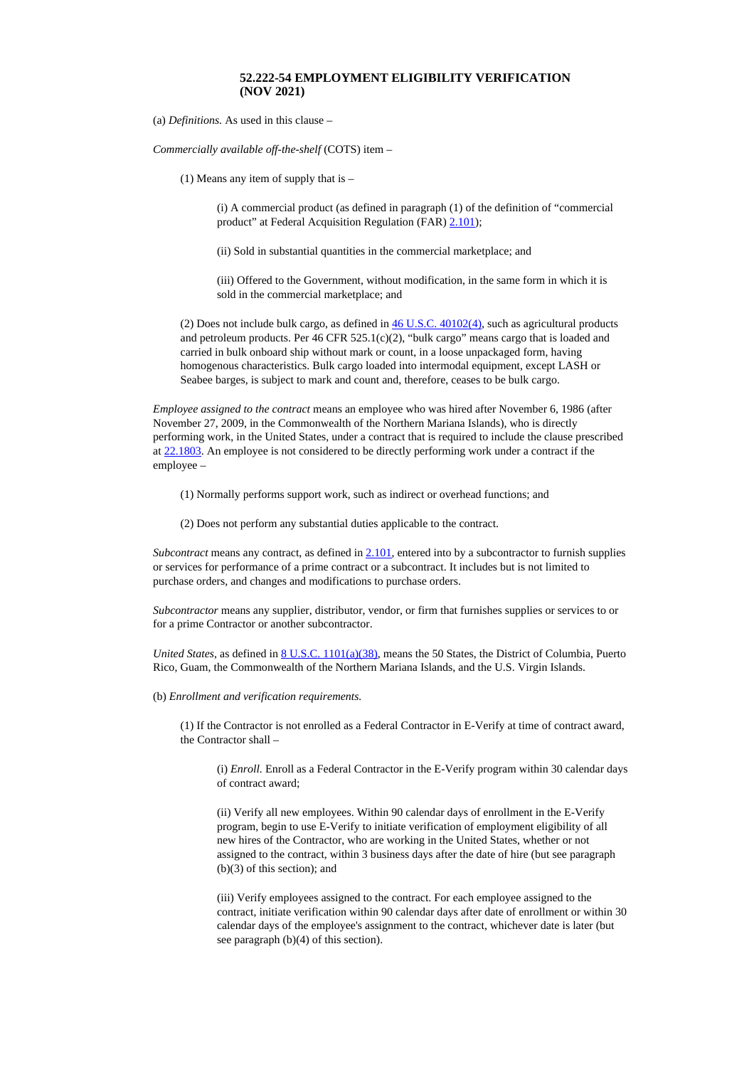# 52.222-54 EMPLOYMENT ELIGIBILITY VERIFICATION (NOV 2021)

(a) *Definitions.* As used in this clause –

*Commercially available off-the-shelf* (COTS) item –

(1) Means any item of supply that is –

(i) A commercial product (as defined in paragraph (1) of the definition of "commercial product" at Federal Acquisition Regulation (FAR) 2.101);

(ii) Sold in substantial quantities in the commercial marketplace; and

(iii) Offered to the Government, without modification, in the same form in which it is sold in the commercial marketplace; and

(2) Does not include bulk cargo, as defined in 46 U.S.C. 40102(4), such as agricultural products and petroleum products. Per 46 CFR 525.1(c)(2), "bulk cargo" means cargo that is loaded and carried in bulk onboard ship without mark or count, in a loose unpackaged form, having homogenous characteristics. Bulk cargo loaded into intermodal equipment, except LASH or Seabee barges, is subject to mark and count and, therefore, ceases to be bulk cargo.

*Employee assigned to the contract* means an employee who was hired after November 6, 1986 (after November 27, 2009, in the Commonwealth of the Northern Mariana Islands), who is directly performing work, in the United States, under a contract that is required to include the clause prescribed at 22.1803. An employee is not considered to be directly performing work under a contract if the employee –

(1) Normally performs support work, such as indirect or overhead functions; and

(2) Does not perform any substantial duties applicable to the contract.

*Subcontract* means any contract, as defined in 2.101, entered into by a subcontractor to furnish supplies or services for performance of a prime contract or a subcontract. It includes but is not limited to purchase orders, and changes and modifications to purchase orders.

*Subcontractor* means any supplier, distributor, vendor, or firm that furnishes supplies or services to or for a prime Contractor or another subcontractor.

*United States*, as defined in 8 U.S.C. 1101(a)(38), means the 50 States, the District of Columbia, Puerto Rico, Guam, the Commonwealth of the Northern Mariana Islands, and the U.S. Virgin Islands.

(b) *Enrollment and verification requirements.*

(1) If the Contractor is not enrolled as a Federal Contractor in E-Verify at time of contract award, the Contractor shall –

(i) *Enroll.* Enroll as a Federal Contractor in the E-Verify program within 30 calendar days of contract award;

(ii) Verify all new employees. Within 90 calendar days of enrollment in the E-Verify program, begin to use E-Verify to initiate verification of employment eligibility of all new hires of the Contractor, who are working in the United States, whether or not assigned to the contract, within 3 business days after the date of hire (but see paragraph (b)(3) of this section); and

(iii) Verify employees assigned to the contract. For each employee assigned to the contract, initiate verification within 90 calendar days after date of enrollment or within 30 calendar days of the employee's assignment to the contract, whichever date is later (but see paragraph (b)(4) of this section).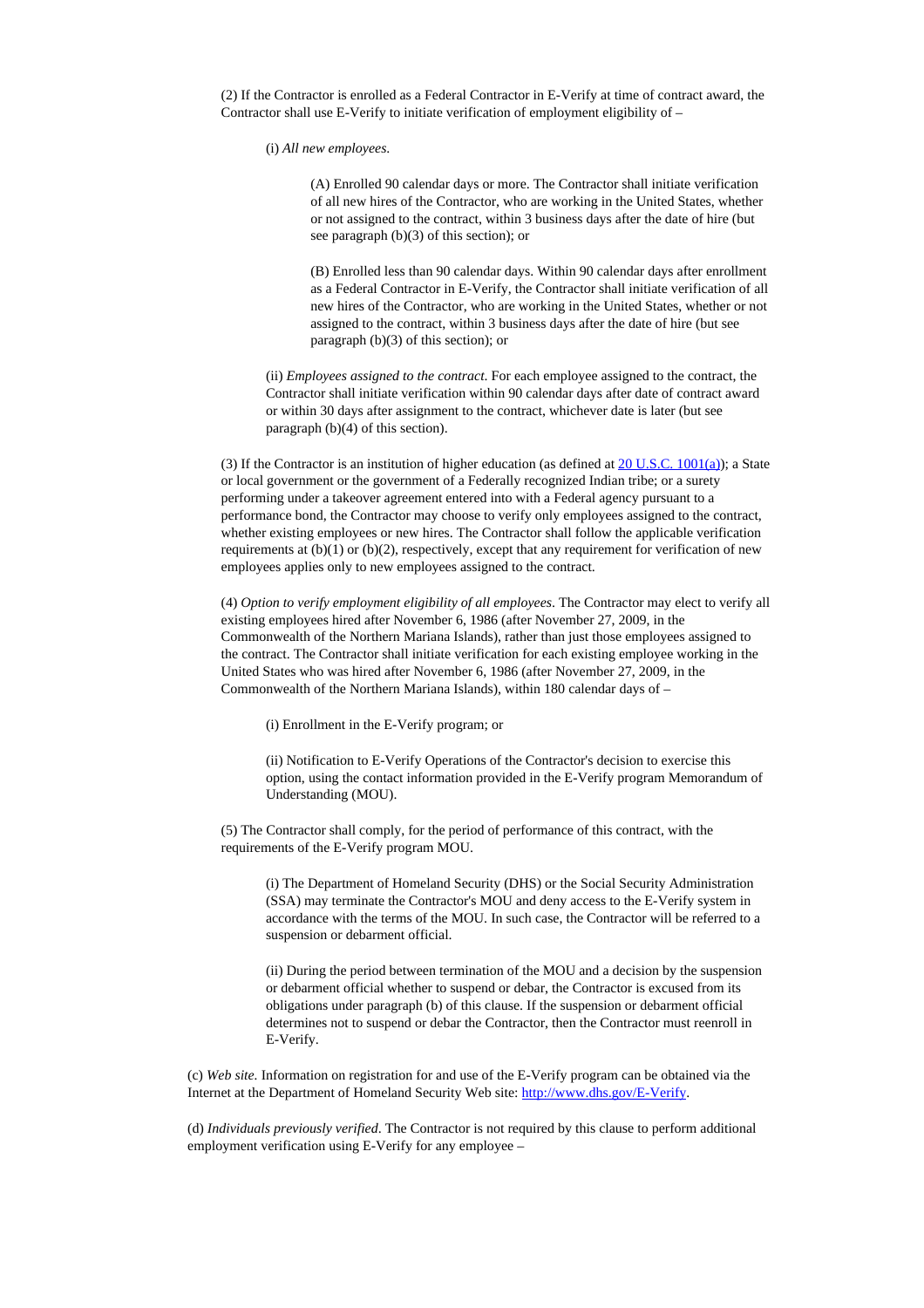(2) If the Contractor is enrolled as a Federal Contractor in E-Verify at time of contract award, the Contractor shall use E-Verify to initiate verification of employment eligibility of –

(i) *All new employees*.

(A) Enrolled 90 calendar days or more. The Contractor shall initiate verification of all new hires of the Contractor, who are working in the United States, whether or not assigned to the contract, within 3 business days after the date of hire (but see paragraph (b)(3) of this section); or

(B) Enrolled less than 90 calendar days. Within 90 calendar days after enrollment as a Federal Contractor in E-Verify, the Contractor shall initiate verification of all new hires of the Contractor, who are working in the United States, whether or not assigned to the contract, within 3 business days after the date of hire (but see paragraph (b)(3) of this section); or

(ii) *Employees assigned to the contract*. For each employee assigned to the contract, the Contractor shall initiate verification within 90 calendar days after date of contract award or within 30 days after assignment to the contract, whichever date is later (but see paragraph (b)(4) of this section).

(3) If the Contractor is an institution of higher education (as defined at [20 U.S.C. 1001(a)]); a State or local government or the government of a Federally recognized Indian tribe; or a surety performing under a takeover agreement entered into with a Federal agency pursuant to a performance bond, the Contractor may choose to verify only employees assigned to the contract, whether existing employees or new hires. The Contractor shall follow the applicable verification requirements at (b)(1) or (b)(2), respectively, except that any requirement for verification of new employees applies only to new employees assigned to the contract.

(4) *Option to verify employment eligibility of all employees*. The Contractor may elect to verify all existing employees hired after November 6, 1986 (after November 27, 2009, in the Commonwealth of the Northern Mariana Islands), rather than just those employees assigned to the contract. The Contractor shall initiate verification for each existing employee working in the United States who was hired after November 6, 1986 (after November 27, 2009, in the Commonwealth of the Northern Mariana Islands), within 180 calendar days of –

(i) Enrollment in the E-Verify program; or

(ii) Notification to E-Verify Operations of the Contractor's decision to exercise this option, using the contact information provided in the E-Verify program Memorandum of Understanding (MOU).

(5) The Contractor shall comply, for the period of performance of this contract, with the requirements of the E-Verify program MOU.

(i) The Department of Homeland Security (DHS) or the Social Security Administration (SSA) may terminate the Contractor's MOU and deny access to the E-Verify system in accordance with the terms of the MOU. In such case, the Contractor will be referred to a suspension or debarment official.

(ii) During the period between termination of the MOU and a decision by the suspension or debarment official whether to suspend or debar, the Contractor is excused from its obligations under paragraph (b) of this clause. If the suspension or debarment official determines not to suspend or debar the Contractor, then the Contractor must reenroll in E-Verify.

(c) *Web site*. Information on registration for and use of the E-Verify program can be obtained via the Internet at the Department of Homeland Security Web site: http://www.dhs.gov/E-Verify.

(d) *Individuals previously verified*. The Contractor is not required by this clause to perform additional employment verification using E-Verify for any employee –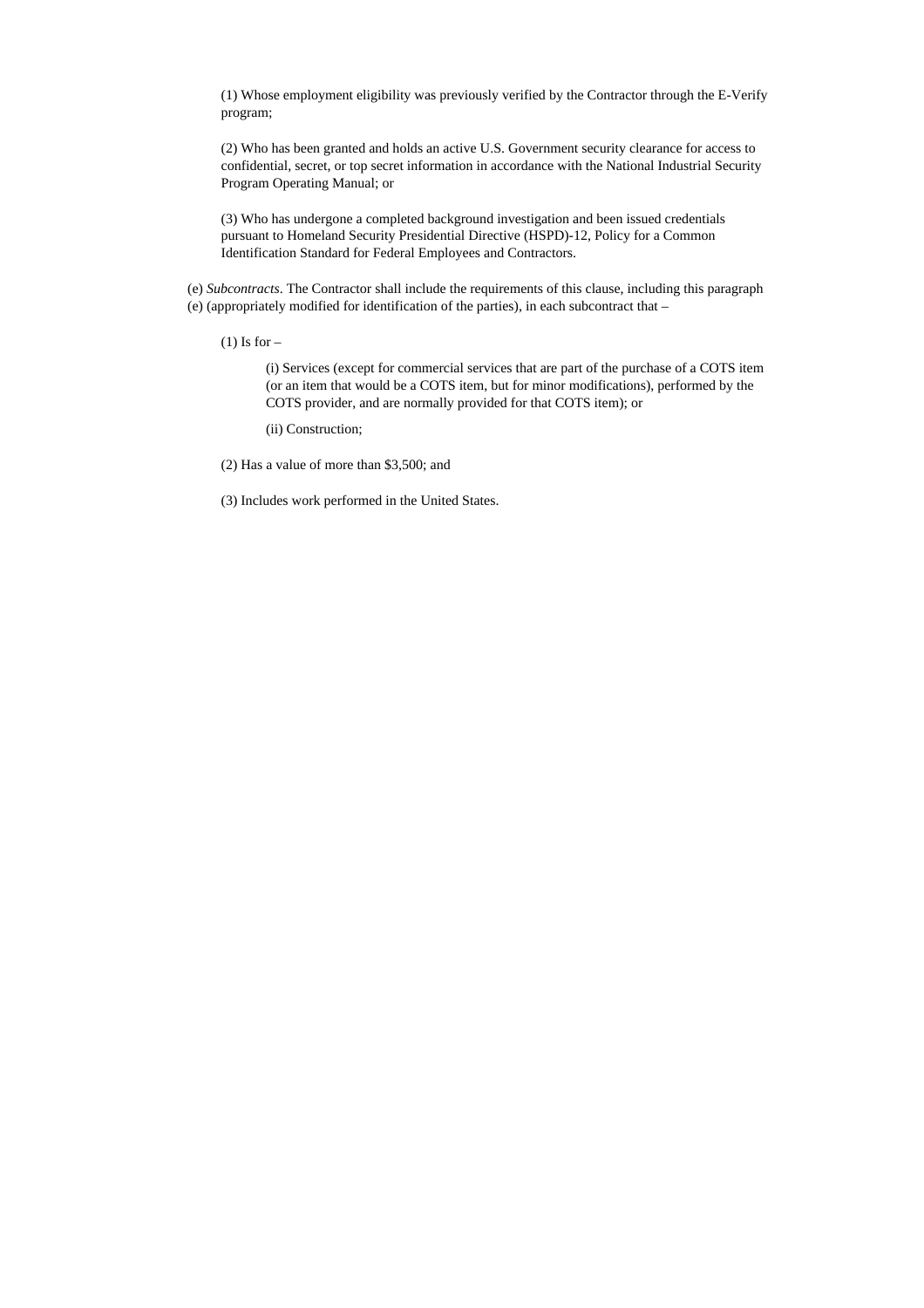(1) Whose employment eligibility was previously verified by the Contractor through the E-Verify program;

(2) Who has been granted and holds an active U.S. Government security clearance for access to confidential, secret, or top secret information in accordance with the National Industrial Security Program Operating Manual; or

(3) Who has undergone a completed background investigation and been issued credentials pursuant to Homeland Security Presidential Directive (HSPD)-12, Policy for a Common Identification Standard for Federal Employees and Contractors.

(e) *Subcontracts*. The Contractor shall include the requirements of this clause, including this paragraph (e) (appropriately modified for identification of the parties), in each subcontract that –

(1) Is for –

(i) Services (except for commercial services that are part of the purchase of a COTS item (or an item that would be a COTS item, but for minor modifications), performed by the COTS provider, and are normally provided for that COTS item); or

(ii) Construction;

(2) Has a value of more than $3,500; and

(3) Includes work performed in the United States.